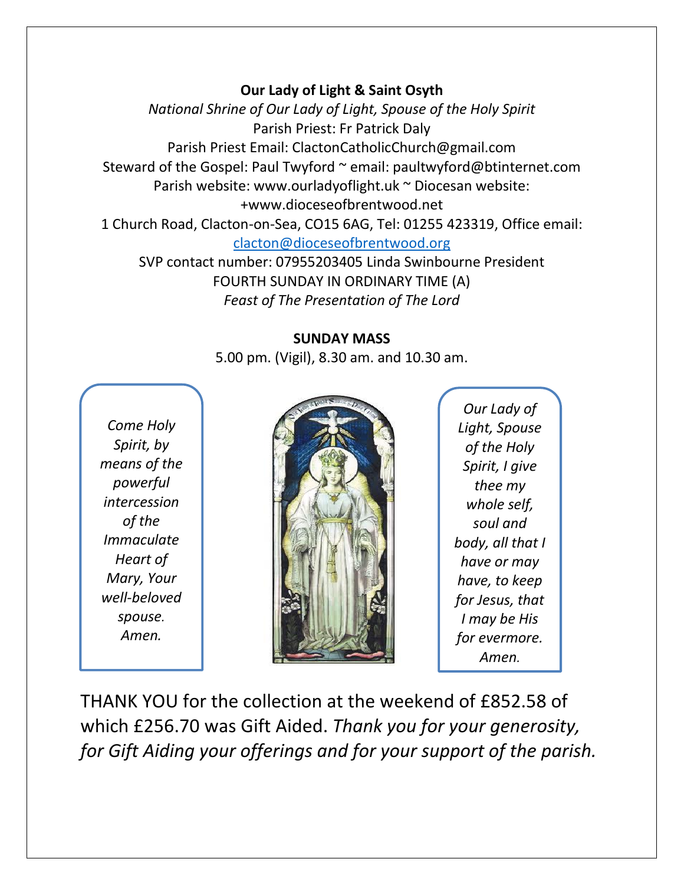**Our Lady of Light & Saint Osyth**

*National Shrine of Our Lady of Light, Spouse of the Holy Spirit*

Parish Priest: Fr Patrick Daly

Parish Priest Email: ClactonCatholicChurch@gmail.com

Steward of the Gospel: Paul Twyford ~ email: paultwyford@btinternet.com

Parish website: www.ourladyoflight.uk ~ Diocesan website: +www.dioceseofbrentwood.net

1 Church Road, Clacton-on-Sea, CO15 6AG, Tel: 01255 423319, Office email: [clacton@dioceseofbrentwood.org](mailto:clacton@dioceseofbrentwood.org)

SVP contact number: 07955203405 Linda Swinbourne President

FOURTH SUNDAY IN ORDINARY TIME (A)

*Feast of The Presentation of The Lord*

**SUNDAY MASS**

5.00 pm. (Vigil), 8.30 am. and 10.30 am.

*Come Holy Spirit, by means of the powerful intercession of the Immaculate Heart of Mary, Your well-beloved spouse. Amen.*

*Our Lady of Light, Spouse of the Holy Spirit, I give thee my whole self, soul and body, all that I have or may have, to keep for Jesus, that I may be His for evermore. Amen.*

THANK YOU for the collection at the weekend of £852.58 of which £256.70 was Gift Aided. *Thank you for your generosity, for Gift Aiding your offerings and for your support of the parish.*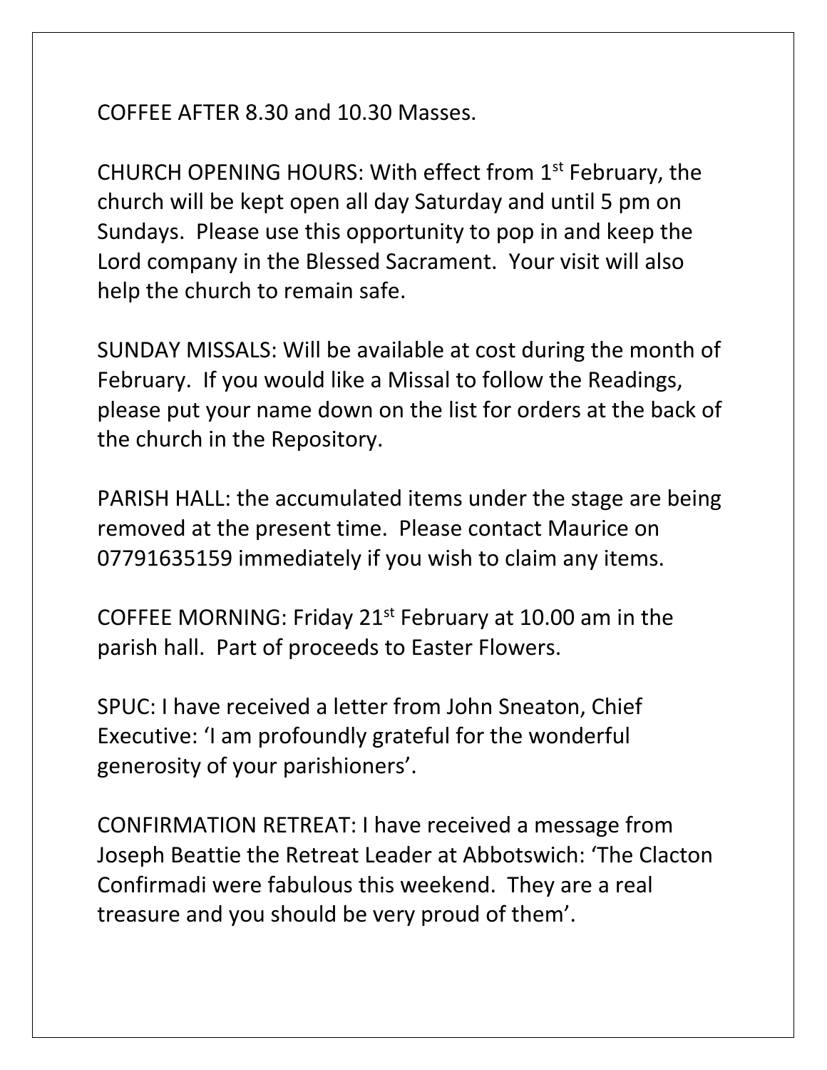COFFEE AFTER 8.30 and 10.30 Masses.

CHURCH OPENING HOURS: With effect from 1st February, the church will be kept open all day Saturday and until 5 pm on Sundays. Please use this opportunity to pop in and keep the Lord company in the Blessed Sacrament. Your visit will also help the church to remain safe.

SUNDAY MISSALS: Will be available at cost during the month of February. If you would like a Missal to follow the Readings, please put your name down on the list for orders at the back of the church in the Repository.

PARISH HALL: the accumulated items under the stage are being removed at the present time. Please contact Maurice on 07791635159 immediately if you wish to claim any items.

COFFEE MORNING: Friday 21st February at 10.00 am in the parish hall. Part of proceeds to Easter Flowers.

SPUC: I have received a letter from John Sneaton, Chief Executive: 'I am profoundly grateful for the wonderful generosity of your parishioners'.

CONFIRMATION RETREAT: I have received a message from Joseph Beattie the Retreat Leader at Abbotswich: 'The Clacton Confirmadi were fabulous this weekend. They are a real treasure and you should be very proud of them'.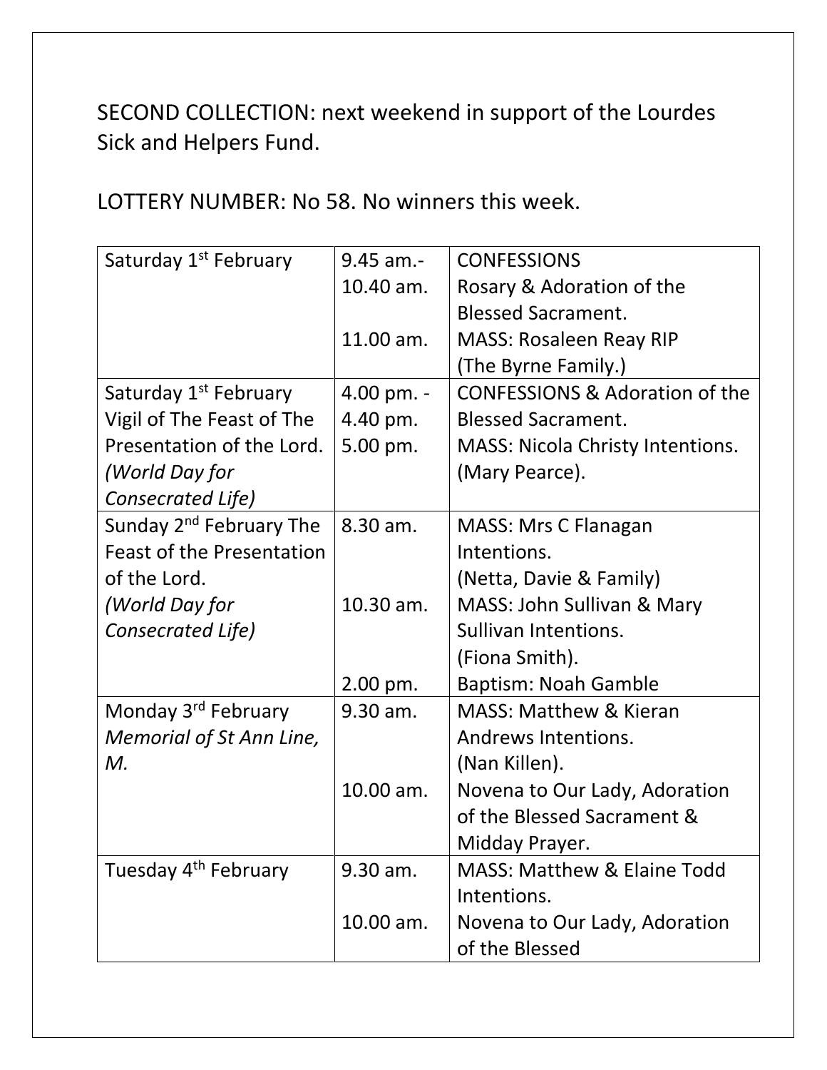SECOND COLLECTION: next weekend in support of the Lourdes Sick and Helpers Fund.

LOTTERY NUMBER: No 58. No winners this week.

| | | |
|---|---|---|
| Saturday 1st February | 9.45 am.- 10.40 am.<br><br>11.00 am. | CONFESSIONS Rosary & Adoration of the Blessed Sacrament.<br>MASS: Rosaleen Reay RIP (The Byrne Family.) |
| Saturday 1st February Vigil of The Feast of The Presentation of the Lord. *(World Day for Consecrated Life)* | 4.00 pm. - 4.40 pm.<br>5.00 pm. | CONFESSIONS & Adoration of the Blessed Sacrament.<br>MASS: Nicola Christy Intentions. (Mary Pearce). |
| Sunday 2nd February The Feast of the Presentation of the Lord. *(World Day for Consecrated Life)* | 8.30 am.<br><br>10.30 am.<br><br>2.00 pm. | MASS: Mrs C Flanagan Intentions. (Netta, Davie & Family)<br>MASS: John Sullivan & Mary Sullivan Intentions. (Fiona Smith).<br>Baptism: Noah Gamble |
| Monday 3rd February *Memorial of St Ann Line, M.* | 9.30 am.<br><br>10.00 am. | MASS: Matthew & Kieran Andrews Intentions. (Nan Killen).<br>Novena to Our Lady, Adoration of the Blessed Sacrament & Midday Prayer. |
| Tuesday 4th February | 9.30 am.<br><br>10.00 am. | MASS: Matthew & Elaine Todd Intentions.<br>Novena to Our Lady, Adoration of the Blessed |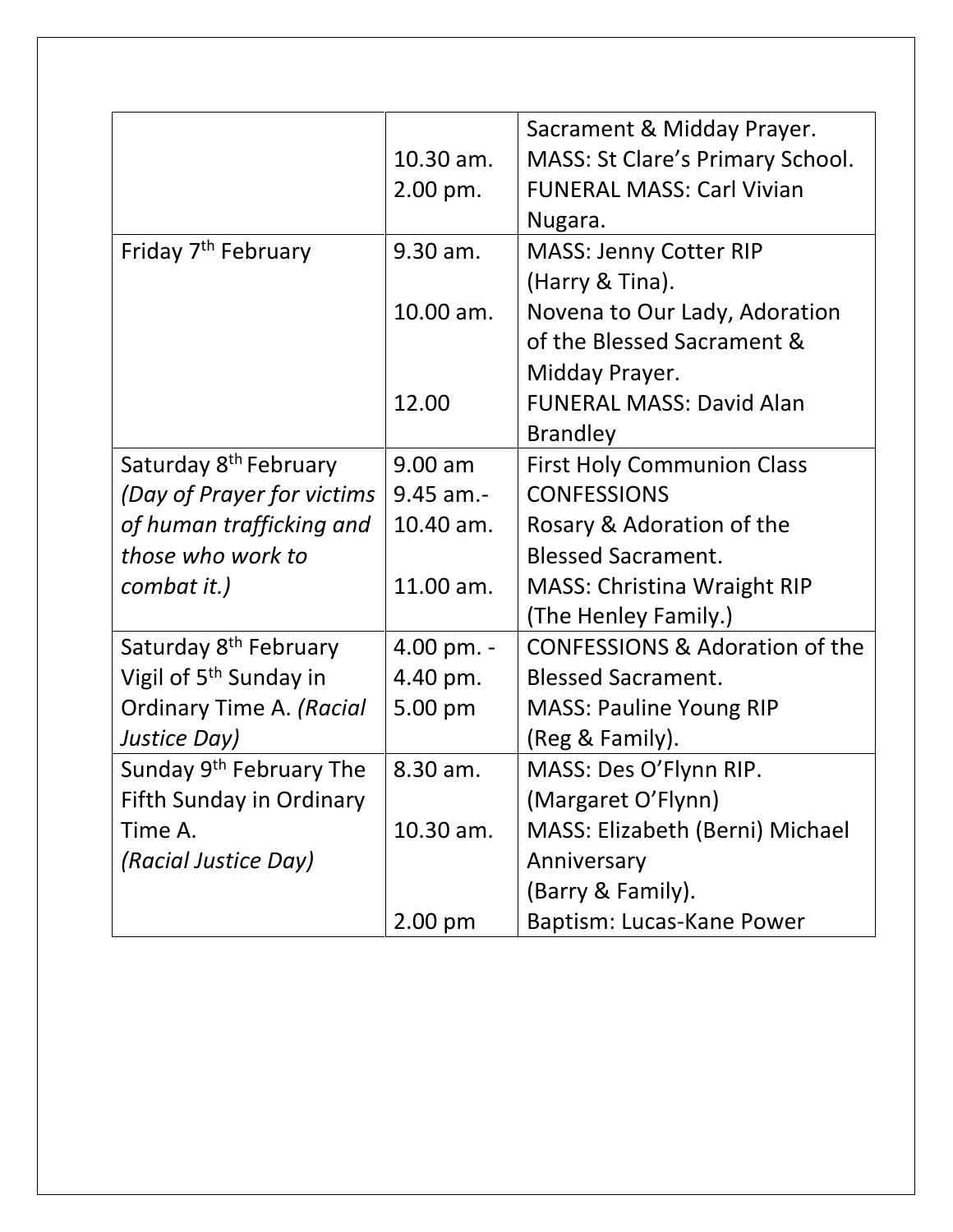| | | |
|---|---|---|
| | 10.30 am.<br>2.00 pm. | Sacrament & Midday Prayer.<br>MASS: St Clare's Primary School.<br>FUNERAL MASS: Carl Vivian Nugara. |
| Friday 7th February | 9.30 am.<br><br>10.00 am.<br><br><br>12.00 | MASS: Jenny Cotter RIP (Harry & Tina).<br>Novena to Our Lady, Adoration of the Blessed Sacrament & Midday Prayer.<br>FUNERAL MASS: David Alan Brandley |
| Saturday 8th February *(Day of Prayer for victims of human trafficking and those who work to combat it.)* | 9.00 am<br>9.45 am.-<br>10.40 am.<br><br>11.00 am. | First Holy Communion Class<br>CONFESSIONS<br>Rosary & Adoration of the Blessed Sacrament.<br>MASS: Christina Wraight RIP (The Henley Family.) |
| Saturday 8th February Vigil of 5th Sunday in Ordinary Time A. *(Racial Justice Day)* | 4.00 pm. -<br>4.40 pm.<br>5.00 pm | CONFESSIONS & Adoration of the Blessed Sacrament.<br>MASS: Pauline Young RIP (Reg & Family). |
| Sunday 9th February The Fifth Sunday in Ordinary Time A.<br>*(Racial Justice Day)* | 8.30 am.<br><br>10.30 am.<br><br><br>2.00 pm | MASS: Des O'Flynn RIP. (Margaret O'Flynn)<br>MASS: Elizabeth (Berni) Michael Anniversary (Barry & Family).<br>Baptism: Lucas-Kane Power |